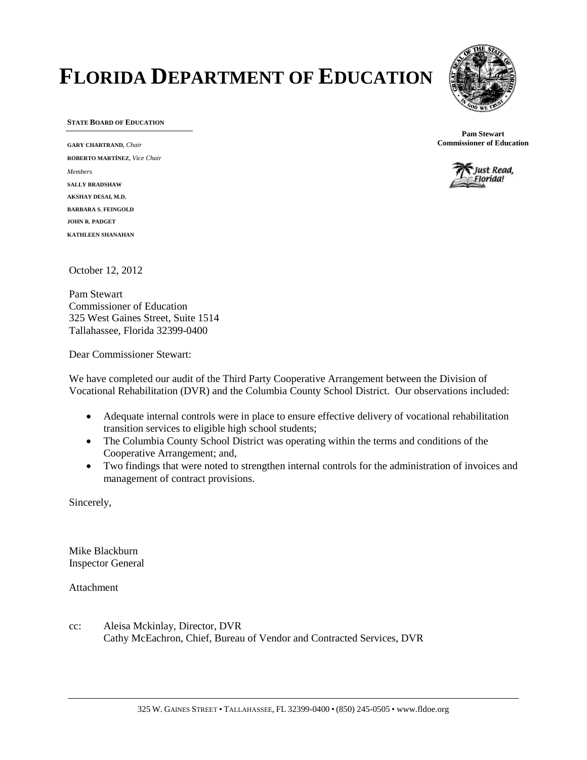# FLORIDA DEPARTMENT OF EDUCATION

**STATE BOARD OF EDUCATION**

**GARY CHARTRAND**, *Chair*
**ROBERTO MARTÍNEZ**, *Vice Chair*
*Members*
**SALLY BRADSHAW**
**AKSHAY DESAI, M.D.**
**BARBARA S. FEINGOLD**
**JOHN R. PADGET**
**KATHLEEN SHANAHAN**

**Pam Stewart**
**Commissioner of Education**

Just Read, Florida!

October 12, 2012

Pam Stewart
Commissioner of Education
325 West Gaines Street, Suite 1514
Tallahassee, Florida 32399-0400

Dear Commissioner Stewart:

We have completed our audit of the Third Party Cooperative Arrangement between the Division of Vocational Rehabilitation (DVR) and the Columbia County School District. Our observations included:

- Adequate internal controls were in place to ensure effective delivery of vocational rehabilitation transition services to eligible high school students;
- The Columbia County School District was operating within the terms and conditions of the Cooperative Arrangement; and,
- Two findings that were noted to strengthen internal controls for the administration of invoices and management of contract provisions.

Sincerely,

Mike Blackburn
Inspector General

Attachment

cc: Aleisa Mckinlay, Director, DVR
Cathy McEachron, Chief, Bureau of Vendor and Contracted Services, DVR

325 W. GAINES STREET • TALLAHASSEE, FL 32399-0400 • (850) 245-0505 • www.fldoe.org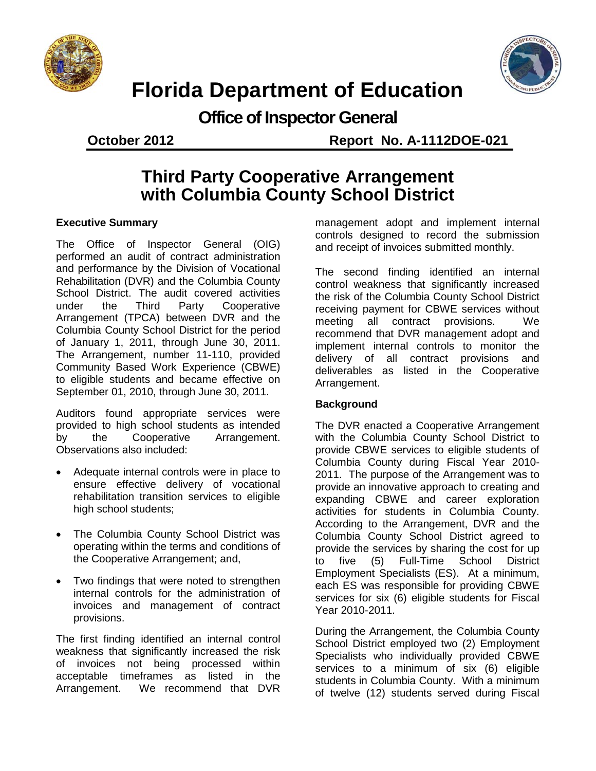# Florida Department of Education

## Office of Inspector General

**October 2012** **Report No. A-1112DOE-021**

# Third Party Cooperative Arrangement with Columbia County School District

### Executive Summary

The Office of Inspector General (OIG) performed an audit of contract administration and performance by the Division of Vocational Rehabilitation (DVR) and the Columbia County School District. The audit covered activities under the Third Party Cooperative Arrangement (TPCA) between DVR and the Columbia County School District for the period of January 1, 2011, through June 30, 2011. The Arrangement, number 11-110, provided Community Based Work Experience (CBWE) to eligible students and became effective on September 01, 2010, through June 30, 2011.

Auditors found appropriate services were provided to high school students as intended by the Cooperative Arrangement. Observations also included:

- Adequate internal controls were in place to ensure effective delivery of vocational rehabilitation transition services to eligible high school students;
- The Columbia County School District was operating within the terms and conditions of the Cooperative Arrangement; and,
- Two findings that were noted to strengthen internal controls for the administration of invoices and management of contract provisions.

The first finding identified an internal control weakness that significantly increased the risk of invoices not being processed within acceptable timeframes as listed in the Arrangement. We recommend that DVR management adopt and implement internal controls designed to record the submission and receipt of invoices submitted monthly.

The second finding identified an internal control weakness that significantly increased the risk of the Columbia County School District receiving payment for CBWE services without meeting all contract provisions. We recommend that DVR management adopt and implement internal controls to monitor the delivery of all contract provisions and deliverables as listed in the Cooperative Arrangement.

### Background

The DVR enacted a Cooperative Arrangement with the Columbia County School District to provide CBWE services to eligible students of Columbia County during Fiscal Year 2010-2011. The purpose of the Arrangement was to provide an innovative approach to creating and expanding CBWE and career exploration activities for students in Columbia County. According to the Arrangement, DVR and the Columbia County School District agreed to provide the services by sharing the cost for up to five (5) Full-Time School District Employment Specialists (ES). At a minimum, each ES was responsible for providing CBWE services for six (6) eligible students for Fiscal Year 2010-2011.

During the Arrangement, the Columbia County School District employed two (2) Employment Specialists who individually provided CBWE services to a minimum of six (6) eligible students in Columbia County. With a minimum of twelve (12) students served during Fiscal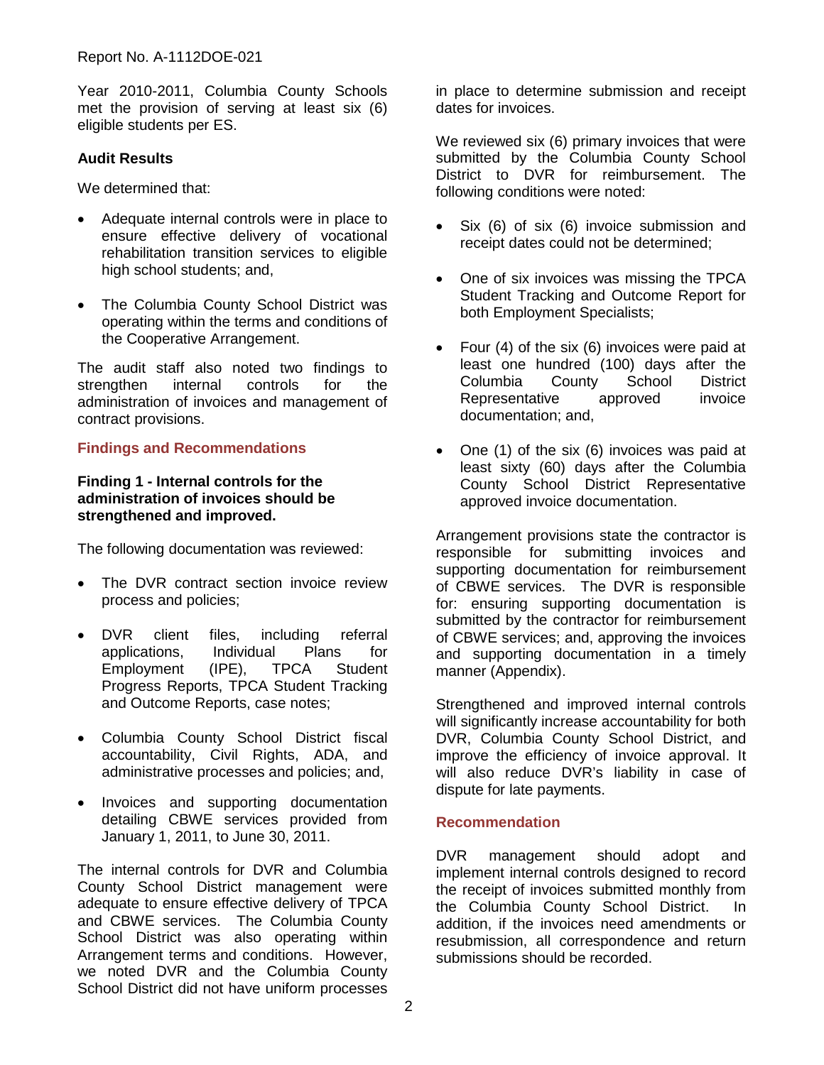Year 2010-2011, Columbia County Schools met the provision of serving at least six (6) eligible students per ES.

**Audit Results**

We determined that:

- Adequate internal controls were in place to ensure effective delivery of vocational rehabilitation transition services to eligible high school students; and,
- The Columbia County School District was operating within the terms and conditions of the Cooperative Arrangement.

The audit staff also noted two findings to strengthen internal controls for the administration of invoices and management of contract provisions.

## Findings and Recommendations

**Finding 1 - Internal controls for the administration of invoices should be strengthened and improved.**

The following documentation was reviewed:

- The DVR contract section invoice review process and policies;
- DVR client files, including referral applications, Individual Plans for Employment (IPE), TPCA Student Progress Reports, TPCA Student Tracking and Outcome Reports, case notes;
- Columbia County School District fiscal accountability, Civil Rights, ADA, and administrative processes and policies; and,
- Invoices and supporting documentation detailing CBWE services provided from January 1, 2011, to June 30, 2011.

The internal controls for DVR and Columbia County School District management were adequate to ensure effective delivery of TPCA and CBWE services. The Columbia County School District was also operating within Arrangement terms and conditions. However, we noted DVR and the Columbia County School District did not have uniform processes in place to determine submission and receipt dates for invoices.

We reviewed six (6) primary invoices that were submitted by the Columbia County School District to DVR for reimbursement. The following conditions were noted:

- Six (6) of six (6) invoice submission and receipt dates could not be determined;
- One of six invoices was missing the TPCA Student Tracking and Outcome Report for both Employment Specialists;
- Four (4) of the six (6) invoices were paid at least one hundred (100) days after the Columbia County School District Representative approved invoice documentation; and,
- One (1) of the six (6) invoices was paid at least sixty (60) days after the Columbia County School District Representative approved invoice documentation.

Arrangement provisions state the contractor is responsible for submitting invoices and supporting documentation for reimbursement of CBWE services. The DVR is responsible for: ensuring supporting documentation is submitted by the contractor for reimbursement of CBWE services; and, approving the invoices and supporting documentation in a timely manner (Appendix).

Strengthened and improved internal controls will significantly increase accountability for both DVR, Columbia County School District, and improve the efficiency of invoice approval. It will also reduce DVR's liability in case of dispute for late payments.

### Recommendation

DVR management should adopt and implement internal controls designed to record the receipt of invoices submitted monthly from the Columbia County School District. In addition, if the invoices need amendments or resubmission, all correspondence and return submissions should be recorded.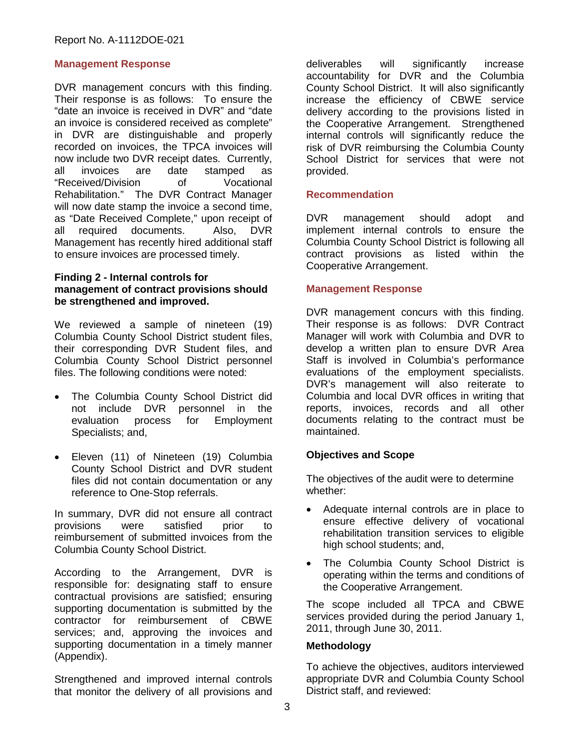### Management Response

DVR management concurs with this finding. Their response is as follows: To ensure the "date an invoice is received in DVR" and "date an invoice is considered received as complete" in DVR are distinguishable and properly recorded on invoices, the TPCA invoices will now include two DVR receipt dates. Currently, all invoices are date stamped as "Received/Division of Vocational Rehabilitation." The DVR Contract Manager will now date stamp the invoice a second time, as "Date Received Complete," upon receipt of all required documents. Also, DVR Management has recently hired additional staff to ensure invoices are processed timely.

### Finding 2 - Internal controls for management of contract provisions should be strengthened and improved.

We reviewed a sample of nineteen (19) Columbia County School District student files, their corresponding DVR Student files, and Columbia County School District personnel files. The following conditions were noted:

- The Columbia County School District did not include DVR personnel in the evaluation process for Employment Specialists; and,
- Eleven (11) of Nineteen (19) Columbia County School District and DVR student files did not contain documentation or any reference to One-Stop referrals.

In summary, DVR did not ensure all contract provisions were satisfied prior to reimbursement of submitted invoices from the Columbia County School District.

According to the Arrangement, DVR is responsible for: designating staff to ensure contractual provisions are satisfied; ensuring supporting documentation is submitted by the contractor for reimbursement of CBWE services; and, approving the invoices and supporting documentation in a timely manner (Appendix).

Strengthened and improved internal controls that monitor the delivery of all provisions and deliverables will significantly increase accountability for DVR and the Columbia County School District. It will also significantly increase the efficiency of CBWE service delivery according to the provisions listed in the Cooperative Arrangement. Strengthened internal controls will significantly reduce the risk of DVR reimbursing the Columbia County School District for services that were not provided.

### Recommendation

DVR management should adopt and implement internal controls to ensure the Columbia County School District is following all contract provisions as listed within the Cooperative Arrangement.

### Management Response

DVR management concurs with this finding. Their response is as follows: DVR Contract Manager will work with Columbia and DVR to develop a written plan to ensure DVR Area Staff is involved in Columbia's performance evaluations of the employment specialists. DVR's management will also reiterate to Columbia and local DVR offices in writing that reports, invoices, records and all other documents relating to the contract must be maintained.

### Objectives and Scope

The objectives of the audit were to determine whether:

- Adequate internal controls are in place to ensure effective delivery of vocational rehabilitation transition services to eligible high school students; and,
- The Columbia County School District is operating within the terms and conditions of the Cooperative Arrangement.

The scope included all TPCA and CBWE services provided during the period January 1, 2011, through June 30, 2011.

### Methodology

To achieve the objectives, auditors interviewed appropriate DVR and Columbia County School District staff, and reviewed: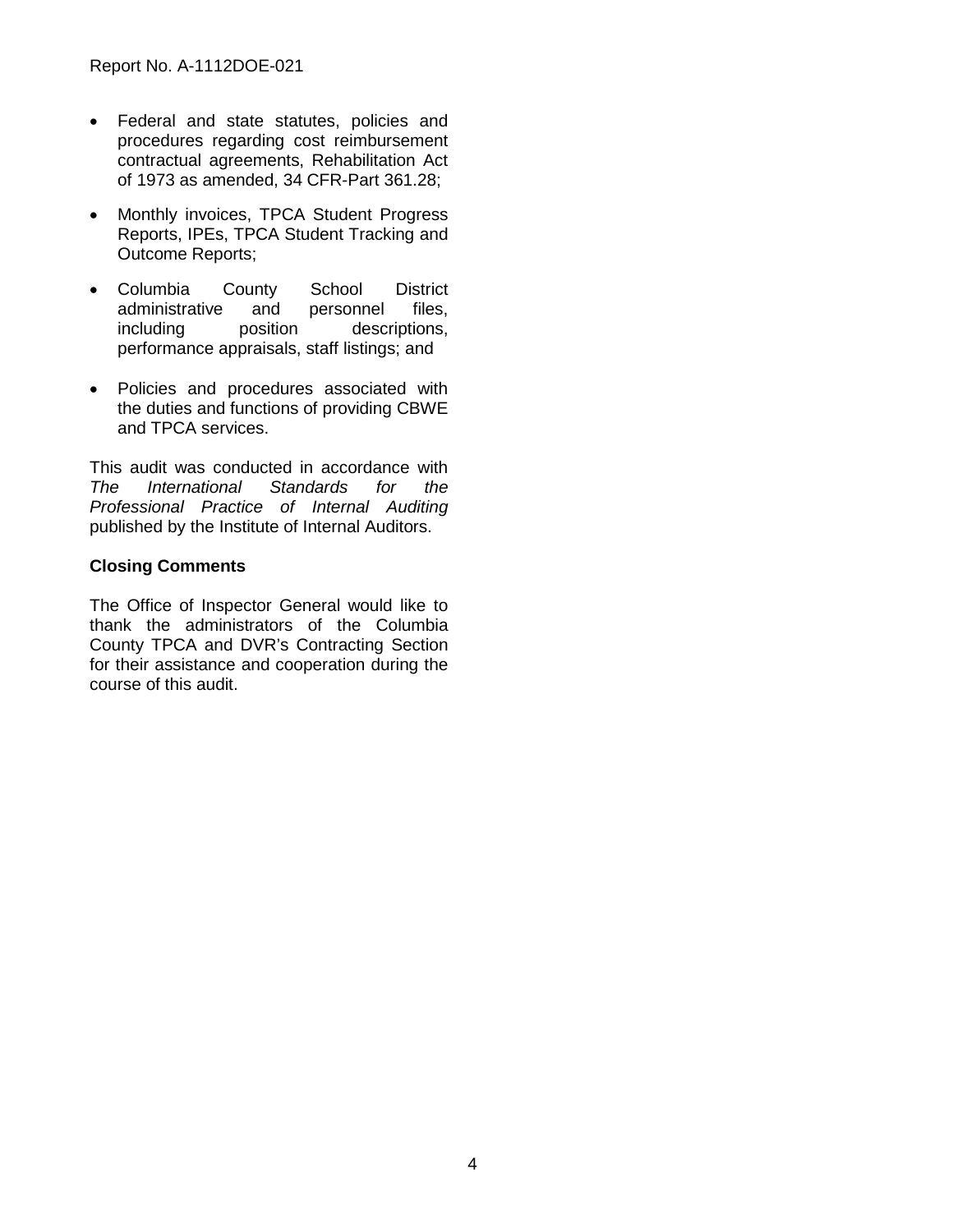- Federal and state statutes, policies and procedures regarding cost reimbursement contractual agreements, Rehabilitation Act of 1973 as amended, 34 CFR-Part 361.28;
- Monthly invoices, TPCA Student Progress Reports, IPEs, TPCA Student Tracking and Outcome Reports;
- Columbia County School District administrative and personnel files, including position descriptions, performance appraisals, staff listings; and
- Policies and procedures associated with the duties and functions of providing CBWE and TPCA services.

This audit was conducted in accordance with *The International Standards for the Professional Practice of Internal Auditing* published by the Institute of Internal Auditors.

**Closing Comments**

The Office of Inspector General would like to thank the administrators of the Columbia County TPCA and DVR's Contracting Section for their assistance and cooperation during the course of this audit.